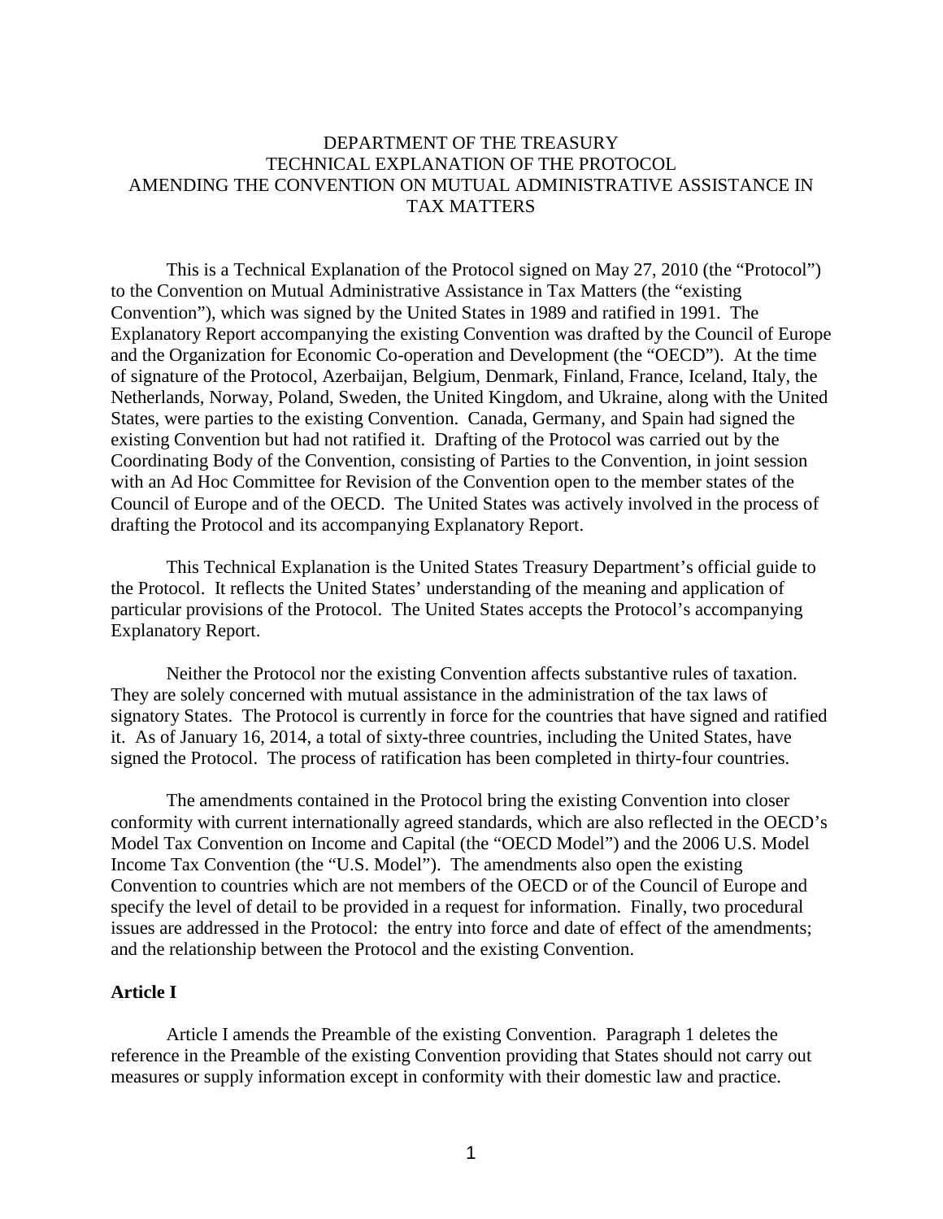# DEPARTMENT OF THE TREASURY
# TECHNICAL EXPLANATION OF THE PROTOCOL AMENDING THE CONVENTION ON MUTUAL ADMINISTRATIVE ASSISTANCE IN TAX MATTERS

This is a Technical Explanation of the Protocol signed on May 27, 2010 (the "Protocol") to the Convention on Mutual Administrative Assistance in Tax Matters (the "existing Convention"), which was signed by the United States in 1989 and ratified in 1991. The Explanatory Report accompanying the existing Convention was drafted by the Council of Europe and the Organization for Economic Co-operation and Development (the "OECD"). At the time of signature of the Protocol, Azerbaijan, Belgium, Denmark, Finland, France, Iceland, Italy, the Netherlands, Norway, Poland, Sweden, the United Kingdom, and Ukraine, along with the United States, were parties to the existing Convention. Canada, Germany, and Spain had signed the existing Convention but had not ratified it. Drafting of the Protocol was carried out by the Coordinating Body of the Convention, consisting of Parties to the Convention, in joint session with an Ad Hoc Committee for Revision of the Convention open to the member states of the Council of Europe and of the OECD. The United States was actively involved in the process of drafting the Protocol and its accompanying Explanatory Report.

This Technical Explanation is the United States Treasury Department's official guide to the Protocol. It reflects the United States' understanding of the meaning and application of particular provisions of the Protocol. The United States accepts the Protocol's accompanying Explanatory Report.

Neither the Protocol nor the existing Convention affects substantive rules of taxation. They are solely concerned with mutual assistance in the administration of the tax laws of signatory States. The Protocol is currently in force for the countries that have signed and ratified it. As of January 16, 2014, a total of sixty-three countries, including the United States, have signed the Protocol. The process of ratification has been completed in thirty-four countries.

The amendments contained in the Protocol bring the existing Convention into closer conformity with current internationally agreed standards, which are also reflected in the OECD's Model Tax Convention on Income and Capital (the "OECD Model") and the 2006 U.S. Model Income Tax Convention (the "U.S. Model"). The amendments also open the existing Convention to countries which are not members of the OECD or of the Council of Europe and specify the level of detail to be provided in a request for information. Finally, two procedural issues are addressed in the Protocol: the entry into force and date of effect of the amendments; and the relationship between the Protocol and the existing Convention.

## Article I

Article I amends the Preamble of the existing Convention. Paragraph 1 deletes the reference in the Preamble of the existing Convention providing that States should not carry out measures or supply information except in conformity with their domestic law and practice.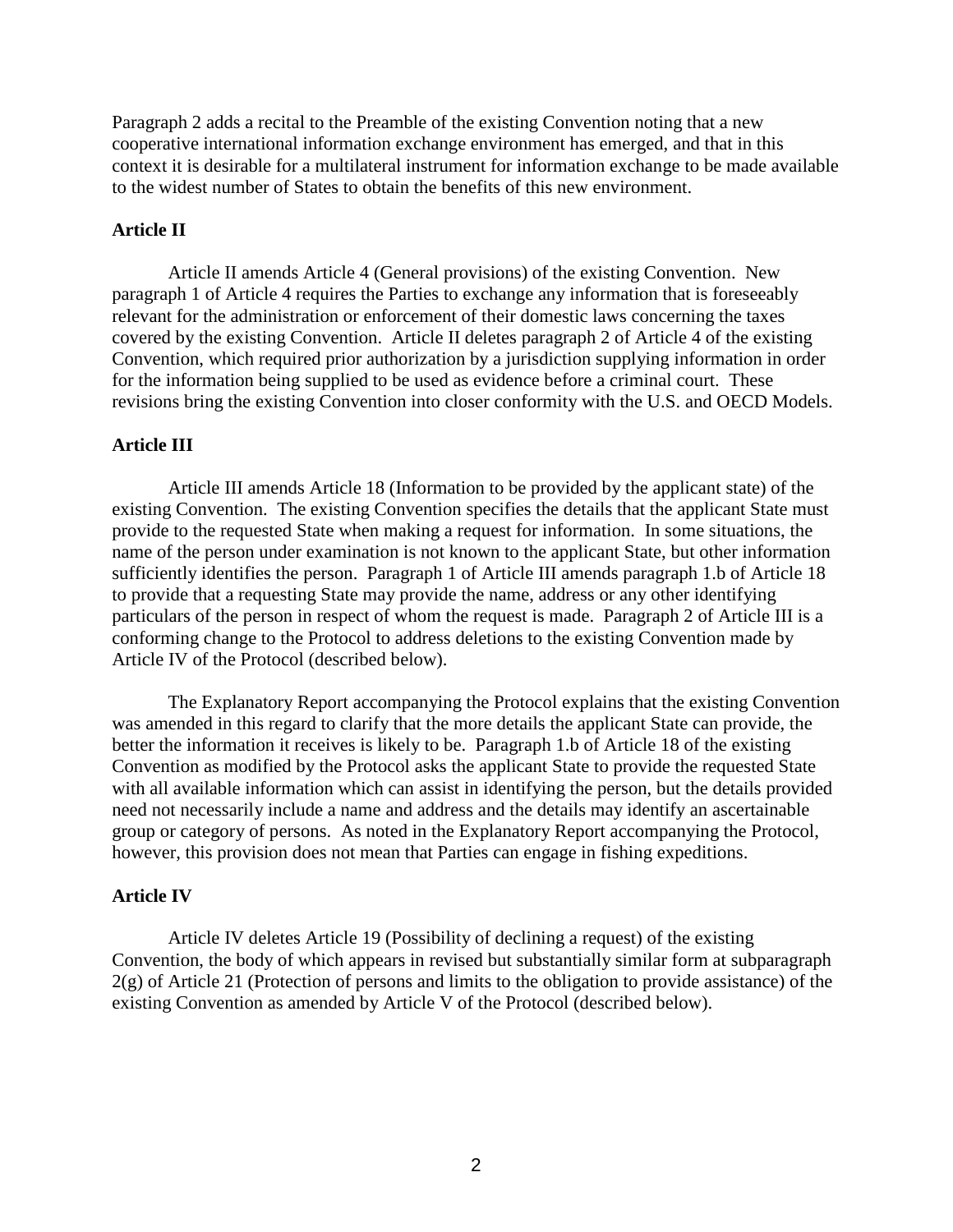Paragraph 2 adds a recital to the Preamble of the existing Convention noting that a new cooperative international information exchange environment has emerged, and that in this context it is desirable for a multilateral instrument for information exchange to be made available to the widest number of States to obtain the benefits of this new environment.

**Article II**

Article II amends Article 4 (General provisions) of the existing Convention. New paragraph 1 of Article 4 requires the Parties to exchange any information that is foreseeably relevant for the administration or enforcement of their domestic laws concerning the taxes covered by the existing Convention. Article II deletes paragraph 2 of Article 4 of the existing Convention, which required prior authorization by a jurisdiction supplying information in order for the information being supplied to be used as evidence before a criminal court. These revisions bring the existing Convention into closer conformity with the U.S. and OECD Models.

**Article III**

Article III amends Article 18 (Information to be provided by the applicant state) of the existing Convention. The existing Convention specifies the details that the applicant State must provide to the requested State when making a request for information. In some situations, the name of the person under examination is not known to the applicant State, but other information sufficiently identifies the person. Paragraph 1 of Article III amends paragraph 1.b of Article 18 to provide that a requesting State may provide the name, address or any other identifying particulars of the person in respect of whom the request is made. Paragraph 2 of Article III is a conforming change to the Protocol to address deletions to the existing Convention made by Article IV of the Protocol (described below).

The Explanatory Report accompanying the Protocol explains that the existing Convention was amended in this regard to clarify that the more details the applicant State can provide, the better the information it receives is likely to be. Paragraph 1.b of Article 18 of the existing Convention as modified by the Protocol asks the applicant State to provide the requested State with all available information which can assist in identifying the person, but the details provided need not necessarily include a name and address and the details may identify an ascertainable group or category of persons. As noted in the Explanatory Report accompanying the Protocol, however, this provision does not mean that Parties can engage in fishing expeditions.

**Article IV**

Article IV deletes Article 19 (Possibility of declining a request) of the existing Convention, the body of which appears in revised but substantially similar form at subparagraph 2(g) of Article 21 (Protection of persons and limits to the obligation to provide assistance) of the existing Convention as amended by Article V of the Protocol (described below).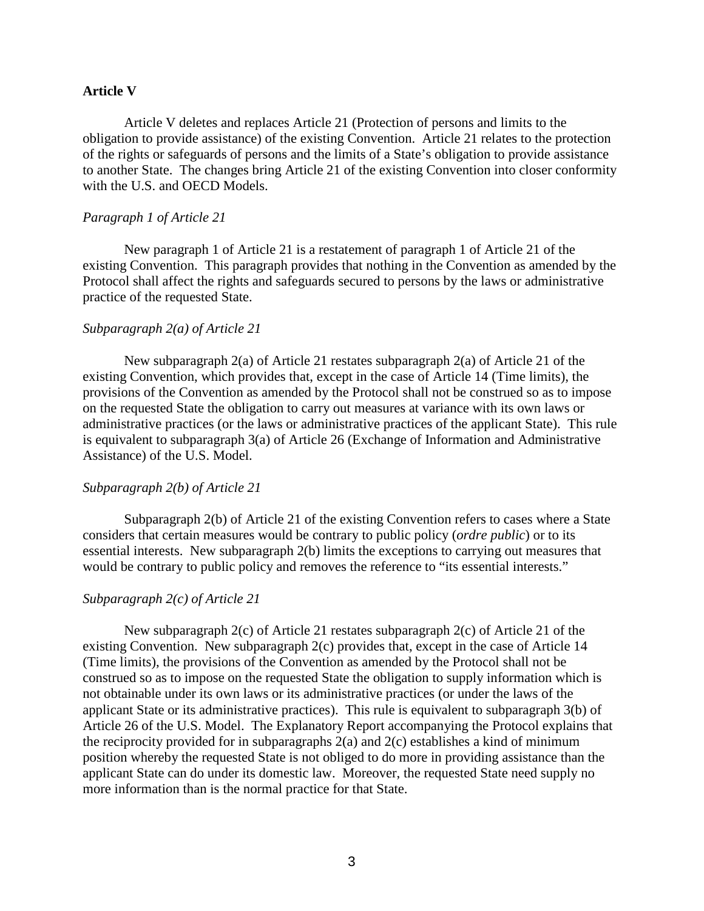**Article V**

Article V deletes and replaces Article 21 (Protection of persons and limits to the obligation to provide assistance) of the existing Convention. Article 21 relates to the protection of the rights or safeguards of persons and the limits of a State's obligation to provide assistance to another State. The changes bring Article 21 of the existing Convention into closer conformity with the U.S. and OECD Models.

*Paragraph 1 of Article 21*

New paragraph 1 of Article 21 is a restatement of paragraph 1 of Article 21 of the existing Convention. This paragraph provides that nothing in the Convention as amended by the Protocol shall affect the rights and safeguards secured to persons by the laws or administrative practice of the requested State.

*Subparagraph 2(a) of Article 21*

New subparagraph 2(a) of Article 21 restates subparagraph 2(a) of Article 21 of the existing Convention, which provides that, except in the case of Article 14 (Time limits), the provisions of the Convention as amended by the Protocol shall not be construed so as to impose on the requested State the obligation to carry out measures at variance with its own laws or administrative practices (or the laws or administrative practices of the applicant State). This rule is equivalent to subparagraph 3(a) of Article 26 (Exchange of Information and Administrative Assistance) of the U.S. Model.

*Subparagraph 2(b) of Article 21*

Subparagraph 2(b) of Article 21 of the existing Convention refers to cases where a State considers that certain measures would be contrary to public policy (*ordre public*) or to its essential interests. New subparagraph 2(b) limits the exceptions to carrying out measures that would be contrary to public policy and removes the reference to "its essential interests."

*Subparagraph 2(c) of Article 21*

New subparagraph 2(c) of Article 21 restates subparagraph 2(c) of Article 21 of the existing Convention. New subparagraph 2(c) provides that, except in the case of Article 14 (Time limits), the provisions of the Convention as amended by the Protocol shall not be construed so as to impose on the requested State the obligation to supply information which is not obtainable under its own laws or its administrative practices (or under the laws of the applicant State or its administrative practices). This rule is equivalent to subparagraph 3(b) of Article 26 of the U.S. Model. The Explanatory Report accompanying the Protocol explains that the reciprocity provided for in subparagraphs 2(a) and 2(c) establishes a kind of minimum position whereby the requested State is not obliged to do more in providing assistance than the applicant State can do under its domestic law. Moreover, the requested State need supply no more information than is the normal practice for that State.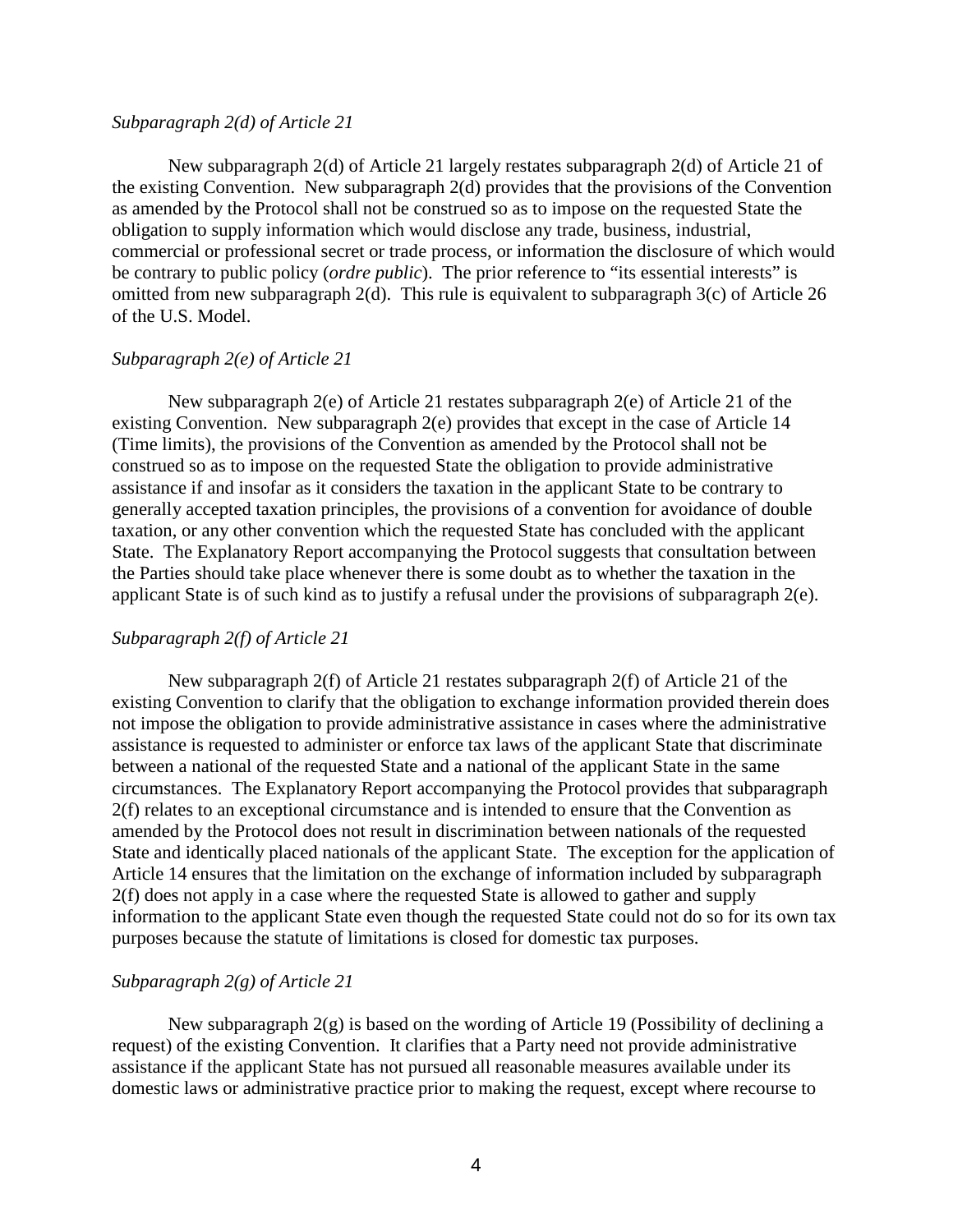*Subparagraph 2(d) of Article 21*

New subparagraph 2(d) of Article 21 largely restates subparagraph 2(d) of Article 21 of the existing Convention. New subparagraph 2(d) provides that the provisions of the Convention as amended by the Protocol shall not be construed so as to impose on the requested State the obligation to supply information which would disclose any trade, business, industrial, commercial or professional secret or trade process, or information the disclosure of which would be contrary to public policy (*ordre public*). The prior reference to "its essential interests" is omitted from new subparagraph 2(d). This rule is equivalent to subparagraph 3(c) of Article 26 of the U.S. Model.

*Subparagraph 2(e) of Article 21*

New subparagraph 2(e) of Article 21 restates subparagraph 2(e) of Article 21 of the existing Convention. New subparagraph 2(e) provides that except in the case of Article 14 (Time limits), the provisions of the Convention as amended by the Protocol shall not be construed so as to impose on the requested State the obligation to provide administrative assistance if and insofar as it considers the taxation in the applicant State to be contrary to generally accepted taxation principles, the provisions of a convention for avoidance of double taxation, or any other convention which the requested State has concluded with the applicant State. The Explanatory Report accompanying the Protocol suggests that consultation between the Parties should take place whenever there is some doubt as to whether the taxation in the applicant State is of such kind as to justify a refusal under the provisions of subparagraph 2(e).

*Subparagraph 2(f) of Article 21*

New subparagraph 2(f) of Article 21 restates subparagraph 2(f) of Article 21 of the existing Convention to clarify that the obligation to exchange information provided therein does not impose the obligation to provide administrative assistance in cases where the administrative assistance is requested to administer or enforce tax laws of the applicant State that discriminate between a national of the requested State and a national of the applicant State in the same circumstances. The Explanatory Report accompanying the Protocol provides that subparagraph 2(f) relates to an exceptional circumstance and is intended to ensure that the Convention as amended by the Protocol does not result in discrimination between nationals of the requested State and identically placed nationals of the applicant State. The exception for the application of Article 14 ensures that the limitation on the exchange of information included by subparagraph 2(f) does not apply in a case where the requested State is allowed to gather and supply information to the applicant State even though the requested State could not do so for its own tax purposes because the statute of limitations is closed for domestic tax purposes.

*Subparagraph 2(g) of Article 21*

New subparagraph 2(g) is based on the wording of Article 19 (Possibility of declining a request) of the existing Convention. It clarifies that a Party need not provide administrative assistance if the applicant State has not pursued all reasonable measures available under its domestic laws or administrative practice prior to making the request, except where recourse to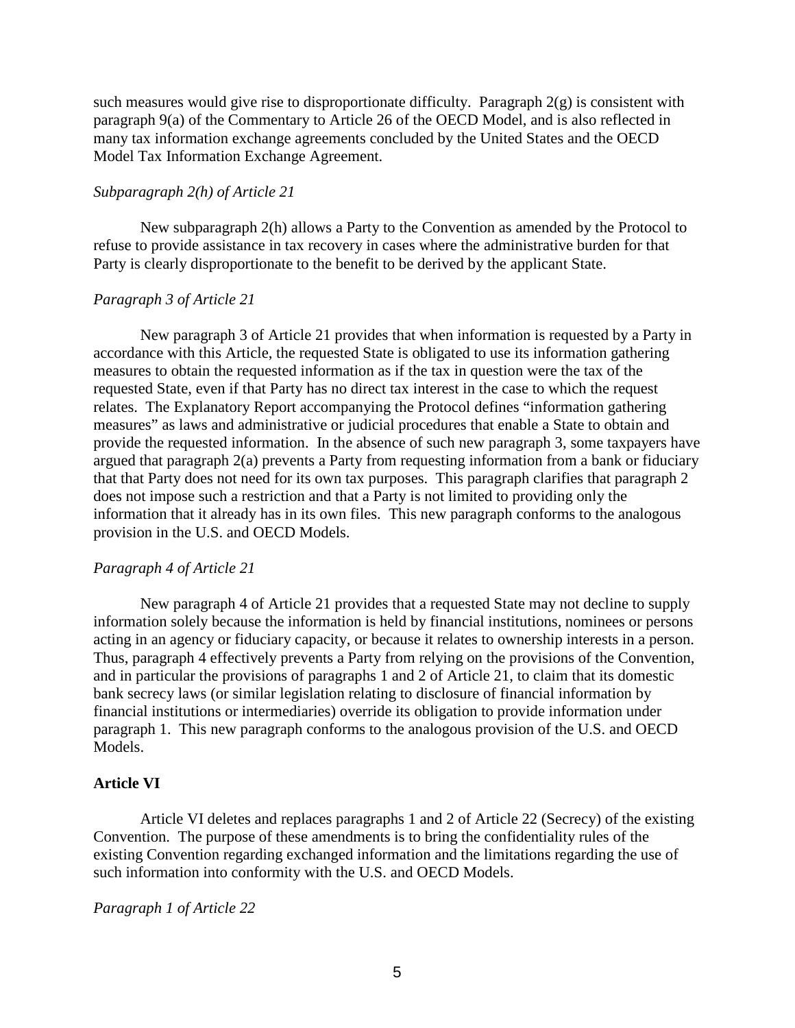such measures would give rise to disproportionate difficulty. Paragraph 2(g) is consistent with paragraph 9(a) of the Commentary to Article 26 of the OECD Model, and is also reflected in many tax information exchange agreements concluded by the United States and the OECD Model Tax Information Exchange Agreement.

*Subparagraph 2(h) of Article 21*

New subparagraph 2(h) allows a Party to the Convention as amended by the Protocol to refuse to provide assistance in tax recovery in cases where the administrative burden for that Party is clearly disproportionate to the benefit to be derived by the applicant State.

*Paragraph 3 of Article 21*

New paragraph 3 of Article 21 provides that when information is requested by a Party in accordance with this Article, the requested State is obligated to use its information gathering measures to obtain the requested information as if the tax in question were the tax of the requested State, even if that Party has no direct tax interest in the case to which the request relates. The Explanatory Report accompanying the Protocol defines "information gathering measures" as laws and administrative or judicial procedures that enable a State to obtain and provide the requested information. In the absence of such new paragraph 3, some taxpayers have argued that paragraph 2(a) prevents a Party from requesting information from a bank or fiduciary that that Party does not need for its own tax purposes. This paragraph clarifies that paragraph 2 does not impose such a restriction and that a Party is not limited to providing only the information that it already has in its own files. This new paragraph conforms to the analogous provision in the U.S. and OECD Models.

*Paragraph 4 of Article 21*

New paragraph 4 of Article 21 provides that a requested State may not decline to supply information solely because the information is held by financial institutions, nominees or persons acting in an agency or fiduciary capacity, or because it relates to ownership interests in a person. Thus, paragraph 4 effectively prevents a Party from relying on the provisions of the Convention, and in particular the provisions of paragraphs 1 and 2 of Article 21, to claim that its domestic bank secrecy laws (or similar legislation relating to disclosure of financial information by financial institutions or intermediaries) override its obligation to provide information under paragraph 1. This new paragraph conforms to the analogous provision of the U.S. and OECD Models.

**Article VI**

Article VI deletes and replaces paragraphs 1 and 2 of Article 22 (Secrecy) of the existing Convention. The purpose of these amendments is to bring the confidentiality rules of the existing Convention regarding exchanged information and the limitations regarding the use of such information into conformity with the U.S. and OECD Models.

*Paragraph 1 of Article 22*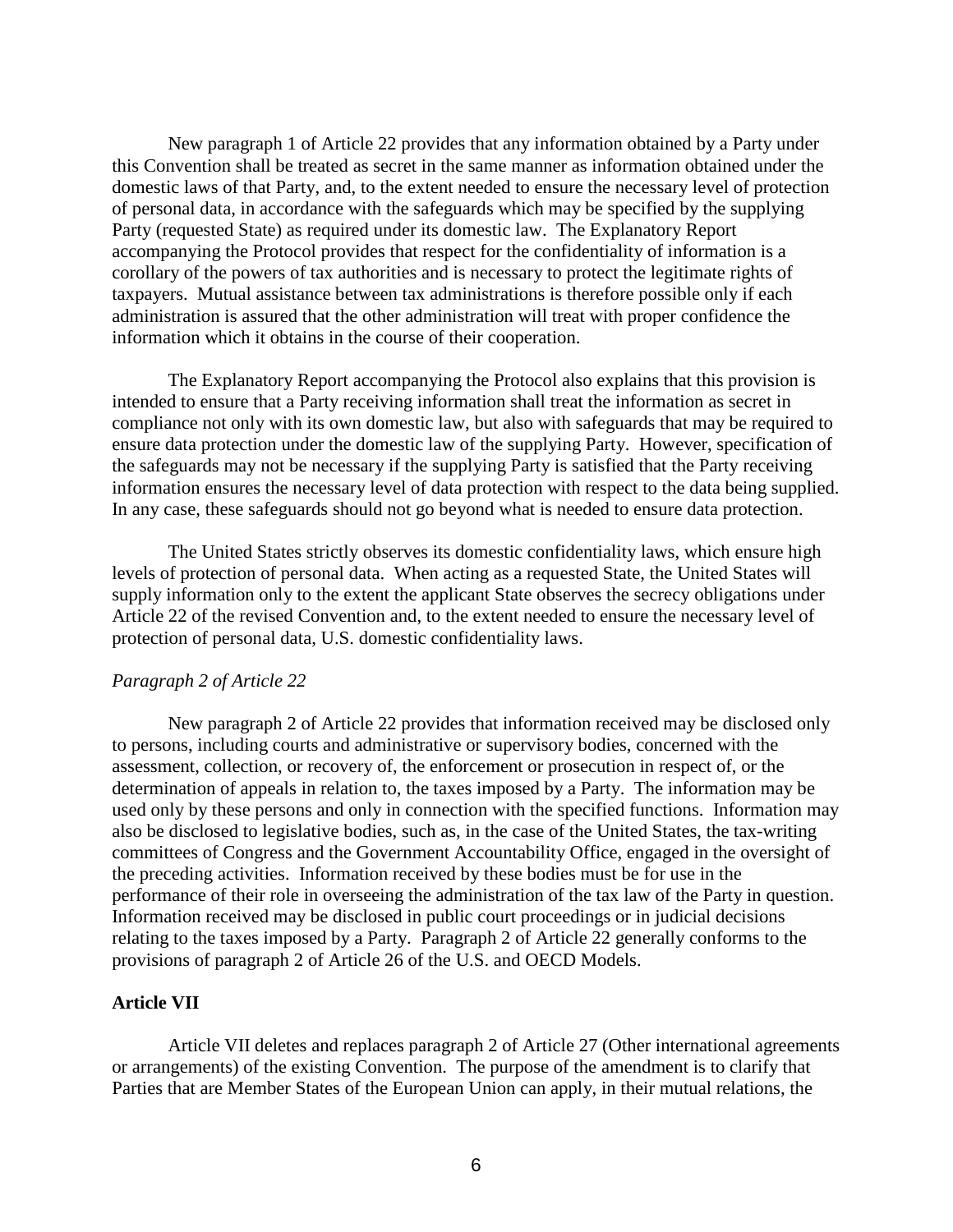New paragraph 1 of Article 22 provides that any information obtained by a Party under this Convention shall be treated as secret in the same manner as information obtained under the domestic laws of that Party, and, to the extent needed to ensure the necessary level of protection of personal data, in accordance with the safeguards which may be specified by the supplying Party (requested State) as required under its domestic law. The Explanatory Report accompanying the Protocol provides that respect for the confidentiality of information is a corollary of the powers of tax authorities and is necessary to protect the legitimate rights of taxpayers. Mutual assistance between tax administrations is therefore possible only if each administration is assured that the other administration will treat with proper confidence the information which it obtains in the course of their cooperation.

The Explanatory Report accompanying the Protocol also explains that this provision is intended to ensure that a Party receiving information shall treat the information as secret in compliance not only with its own domestic law, but also with safeguards that may be required to ensure data protection under the domestic law of the supplying Party. However, specification of the safeguards may not be necessary if the supplying Party is satisfied that the Party receiving information ensures the necessary level of data protection with respect to the data being supplied. In any case, these safeguards should not go beyond what is needed to ensure data protection.

The United States strictly observes its domestic confidentiality laws, which ensure high levels of protection of personal data. When acting as a requested State, the United States will supply information only to the extent the applicant State observes the secrecy obligations under Article 22 of the revised Convention and, to the extent needed to ensure the necessary level of protection of personal data, U.S. domestic confidentiality laws.

*Paragraph 2 of Article 22*

New paragraph 2 of Article 22 provides that information received may be disclosed only to persons, including courts and administrative or supervisory bodies, concerned with the assessment, collection, or recovery of, the enforcement or prosecution in respect of, or the determination of appeals in relation to, the taxes imposed by a Party. The information may be used only by these persons and only in connection with the specified functions. Information may also be disclosed to legislative bodies, such as, in the case of the United States, the tax-writing committees of Congress and the Government Accountability Office, engaged in the oversight of the preceding activities. Information received by these bodies must be for use in the performance of their role in overseeing the administration of the tax law of the Party in question. Information received may be disclosed in public court proceedings or in judicial decisions relating to the taxes imposed by a Party. Paragraph 2 of Article 22 generally conforms to the provisions of paragraph 2 of Article 26 of the U.S. and OECD Models.

**Article VII**

Article VII deletes and replaces paragraph 2 of Article 27 (Other international agreements or arrangements) of the existing Convention. The purpose of the amendment is to clarify that Parties that are Member States of the European Union can apply, in their mutual relations, the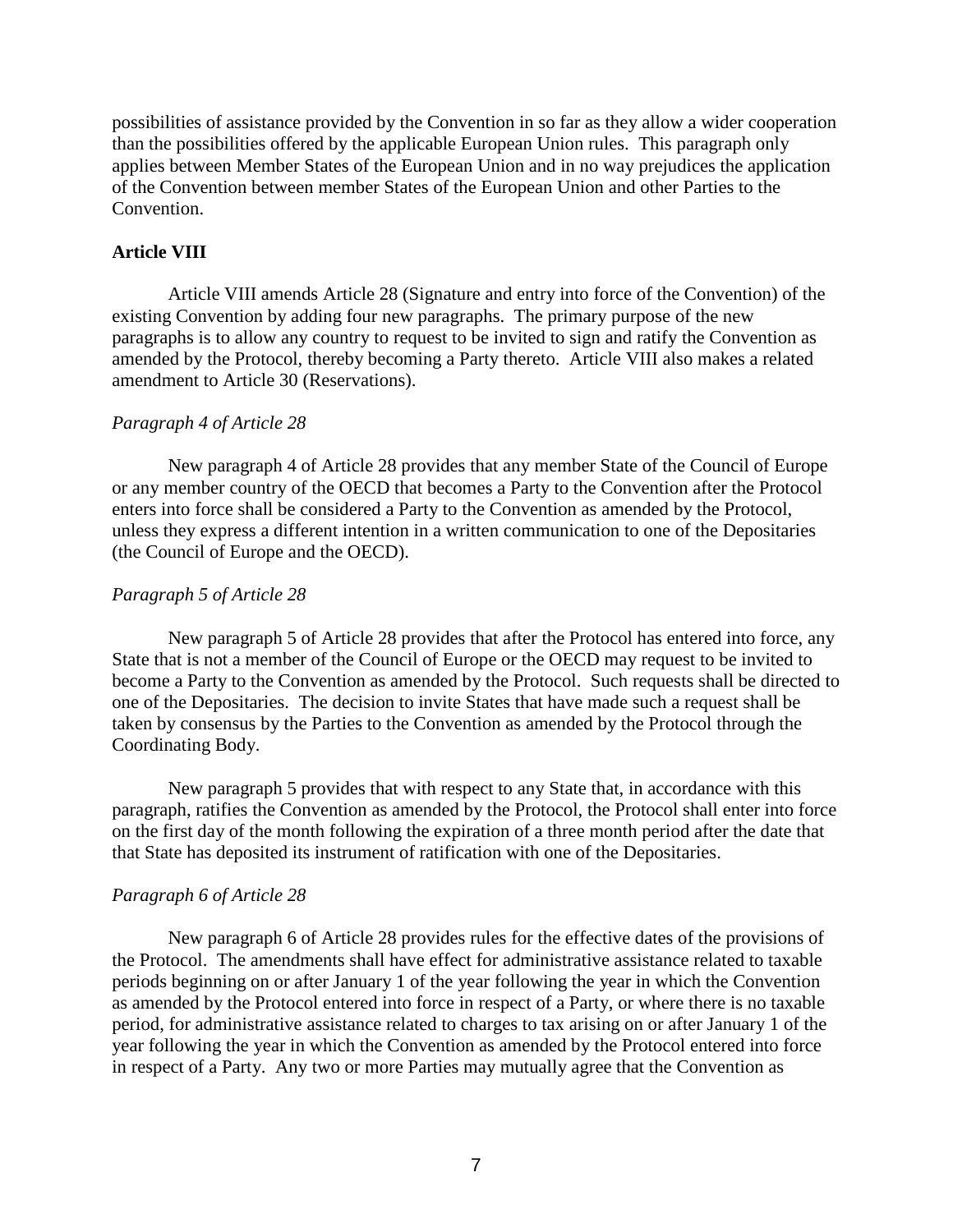possibilities of assistance provided by the Convention in so far as they allow a wider cooperation than the possibilities offered by the applicable European Union rules. This paragraph only applies between Member States of the European Union and in no way prejudices the application of the Convention between member States of the European Union and other Parties to the Convention.

**Article VIII**

Article VIII amends Article 28 (Signature and entry into force of the Convention) of the existing Convention by adding four new paragraphs. The primary purpose of the new paragraphs is to allow any country to request to be invited to sign and ratify the Convention as amended by the Protocol, thereby becoming a Party thereto. Article VIII also makes a related amendment to Article 30 (Reservations).

*Paragraph 4 of Article 28*

New paragraph 4 of Article 28 provides that any member State of the Council of Europe or any member country of the OECD that becomes a Party to the Convention after the Protocol enters into force shall be considered a Party to the Convention as amended by the Protocol, unless they express a different intention in a written communication to one of the Depositaries (the Council of Europe and the OECD).

*Paragraph 5 of Article 28*

New paragraph 5 of Article 28 provides that after the Protocol has entered into force, any State that is not a member of the Council of Europe or the OECD may request to be invited to become a Party to the Convention as amended by the Protocol. Such requests shall be directed to one of the Depositaries. The decision to invite States that have made such a request shall be taken by consensus by the Parties to the Convention as amended by the Protocol through the Coordinating Body.

New paragraph 5 provides that with respect to any State that, in accordance with this paragraph, ratifies the Convention as amended by the Protocol, the Protocol shall enter into force on the first day of the month following the expiration of a three month period after the date that that State has deposited its instrument of ratification with one of the Depositaries.

*Paragraph 6 of Article 28*

New paragraph 6 of Article 28 provides rules for the effective dates of the provisions of the Protocol. The amendments shall have effect for administrative assistance related to taxable periods beginning on or after January 1 of the year following the year in which the Convention as amended by the Protocol entered into force in respect of a Party, or where there is no taxable period, for administrative assistance related to charges to tax arising on or after January 1 of the year following the year in which the Convention as amended by the Protocol entered into force in respect of a Party. Any two or more Parties may mutually agree that the Convention as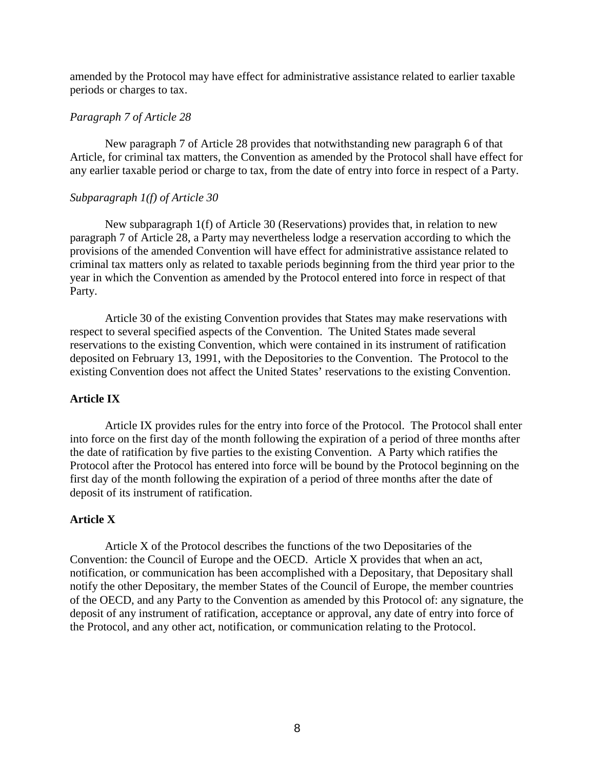amended by the Protocol may have effect for administrative assistance related to earlier taxable periods or charges to tax.

*Paragraph 7 of Article 28*

New paragraph 7 of Article 28 provides that notwithstanding new paragraph 6 of that Article, for criminal tax matters, the Convention as amended by the Protocol shall have effect for any earlier taxable period or charge to tax, from the date of entry into force in respect of a Party.

*Subparagraph 1(f) of Article 30*

New subparagraph 1(f) of Article 30 (Reservations) provides that, in relation to new paragraph 7 of Article 28, a Party may nevertheless lodge a reservation according to which the provisions of the amended Convention will have effect for administrative assistance related to criminal tax matters only as related to taxable periods beginning from the third year prior to the year in which the Convention as amended by the Protocol entered into force in respect of that Party.

Article 30 of the existing Convention provides that States may make reservations with respect to several specified aspects of the Convention. The United States made several reservations to the existing Convention, which were contained in its instrument of ratification deposited on February 13, 1991, with the Depositories to the Convention. The Protocol to the existing Convention does not affect the United States' reservations to the existing Convention.

**Article IX**

Article IX provides rules for the entry into force of the Protocol. The Protocol shall enter into force on the first day of the month following the expiration of a period of three months after the date of ratification by five parties to the existing Convention. A Party which ratifies the Protocol after the Protocol has entered into force will be bound by the Protocol beginning on the first day of the month following the expiration of a period of three months after the date of deposit of its instrument of ratification.

**Article X**

Article X of the Protocol describes the functions of the two Depositaries of the Convention: the Council of Europe and the OECD. Article X provides that when an act, notification, or communication has been accomplished with a Depositary, that Depositary shall notify the other Depositary, the member States of the Council of Europe, the member countries of the OECD, and any Party to the Convention as amended by this Protocol of: any signature, the deposit of any instrument of ratification, acceptance or approval, any date of entry into force of the Protocol, and any other act, notification, or communication relating to the Protocol.